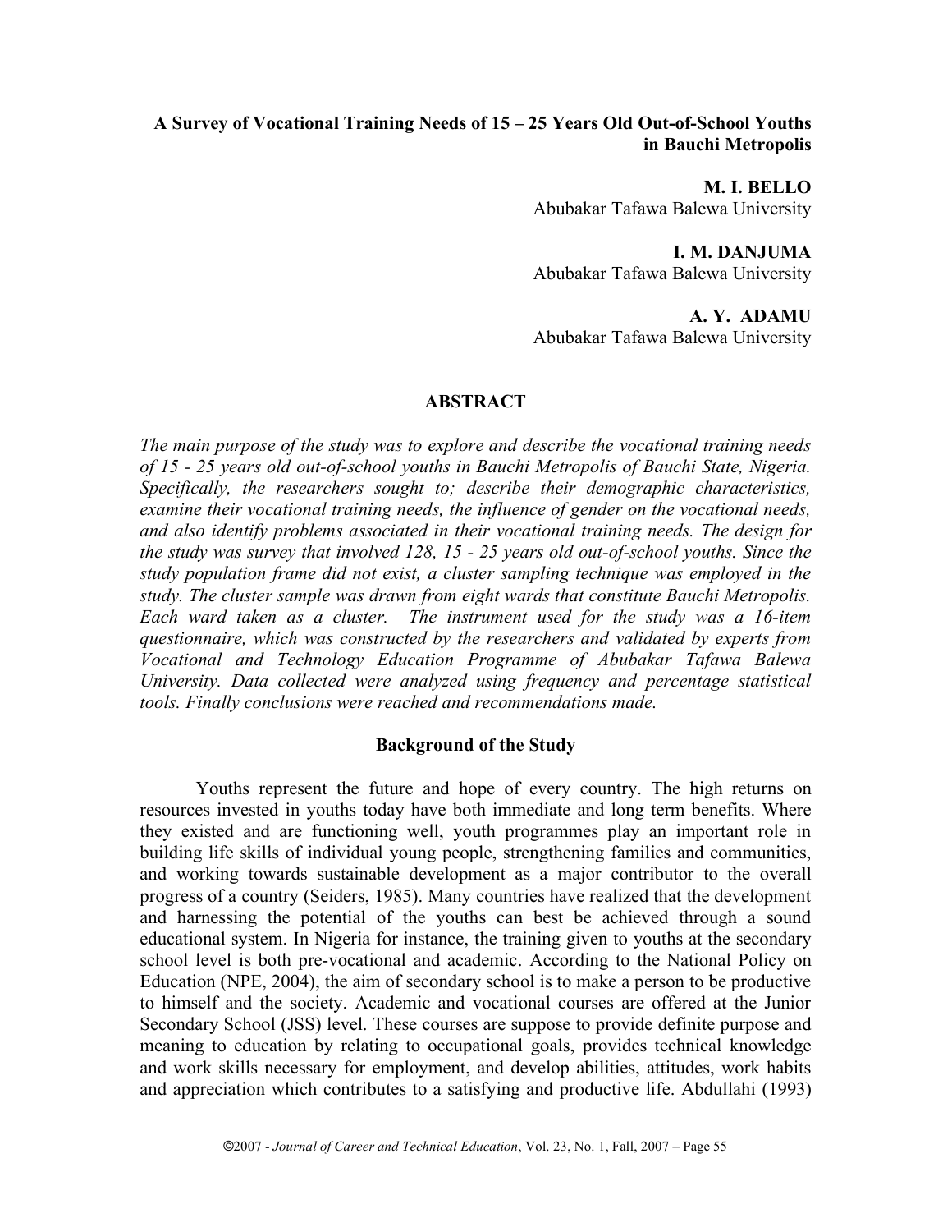# A Survey of Vocational Training Needs of 15 – 25 Years Old Out-of-School Youths in Bauchi Metropolis

**M. I. BELLO**
Abubakar Tafawa Balewa University

**I. M. DANJUMA**
Abubakar Tafawa Balewa University

**A. Y. ADAMU**
Abubakar Tafawa Balewa University

## ABSTRACT

*The main purpose of the study was to explore and describe the vocational training needs of 15 - 25 years old out-of-school youths in Bauchi Metropolis of Bauchi State, Nigeria. Specifically, the researchers sought to; describe their demographic characteristics, examine their vocational training needs, the influence of gender on the vocational needs, and also identify problems associated in their vocational training needs. The design for the study was survey that involved 128, 15 - 25 years old out-of-school youths. Since the study population frame did not exist, a cluster sampling technique was employed in the study. The cluster sample was drawn from eight wards that constitute Bauchi Metropolis. Each ward taken as a cluster. The instrument used for the study was a 16-item questionnaire, which was constructed by the researchers and validated by experts from Vocational and Technology Education Programme of Abubakar Tafawa Balewa University. Data collected were analyzed using frequency and percentage statistical tools. Finally conclusions were reached and recommendations made.*

## Background of the Study

Youths represent the future and hope of every country. The high returns on resources invested in youths today have both immediate and long term benefits. Where they existed and are functioning well, youth programmes play an important role in building life skills of individual young people, strengthening families and communities, and working towards sustainable development as a major contributor to the overall progress of a country (Seiders, 1985). Many countries have realized that the development and harnessing the potential of the youths can best be achieved through a sound educational system. In Nigeria for instance, the training given to youths at the secondary school level is both pre-vocational and academic. According to the National Policy on Education (NPE, 2004), the aim of secondary school is to make a person to be productive to himself and the society. Academic and vocational courses are offered at the Junior Secondary School (JSS) level. These courses are suppose to provide definite purpose and meaning to education by relating to occupational goals, provides technical knowledge and work skills necessary for employment, and develop abilities, attitudes, work habits and appreciation which contributes to a satisfying and productive life. Abdullahi (1993)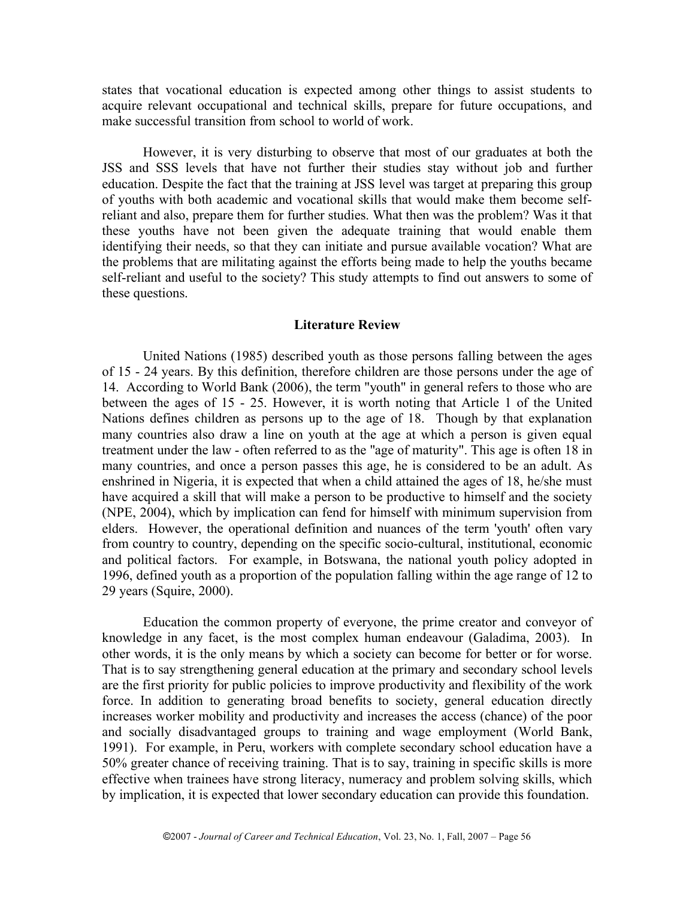states that vocational education is expected among other things to assist students to acquire relevant occupational and technical skills, prepare for future occupations, and make successful transition from school to world of work.

However, it is very disturbing to observe that most of our graduates at both the JSS and SSS levels that have not further their studies stay without job and further education. Despite the fact that the training at JSS level was target at preparing this group of youths with both academic and vocational skills that would make them become self-reliant and also, prepare them for further studies. What then was the problem? Was it that these youths have not been given the adequate training that would enable them identifying their needs, so that they can initiate and pursue available vocation? What are the problems that are militating against the efforts being made to help the youths became self-reliant and useful to the society? This study attempts to find out answers to some of these questions.

## Literature Review

United Nations (1985) described youth as those persons falling between the ages of 15 - 24 years. By this definition, therefore children are those persons under the age of 14. According to World Bank (2006), the term "youth" in general refers to those who are between the ages of 15 - 25. However, it is worth noting that Article 1 of the United Nations defines children as persons up to the age of 18. Though by that explanation many countries also draw a line on youth at the age at which a person is given equal treatment under the law - often referred to as the "age of maturity". This age is often 18 in many countries, and once a person passes this age, he is considered to be an adult. As enshrined in Nigeria, it is expected that when a child attained the ages of 18, he/she must have acquired a skill that will make a person to be productive to himself and the society (NPE, 2004), which by implication can fend for himself with minimum supervision from elders. However, the operational definition and nuances of the term 'youth' often vary from country to country, depending on the specific socio-cultural, institutional, economic and political factors. For example, in Botswana, the national youth policy adopted in 1996, defined youth as a proportion of the population falling within the age range of 12 to 29 years (Squire, 2000).

Education the common property of everyone, the prime creator and conveyor of knowledge in any facet, is the most complex human endeavour (Galadima, 2003). In other words, it is the only means by which a society can become for better or for worse. That is to say strengthening general education at the primary and secondary school levels are the first priority for public policies to improve productivity and flexibility of the work force. In addition to generating broad benefits to society, general education directly increases worker mobility and productivity and increases the access (chance) of the poor and socially disadvantaged groups to training and wage employment (World Bank, 1991). For example, in Peru, workers with complete secondary school education have a 50% greater chance of receiving training. That is to say, training in specific skills is more effective when trainees have strong literacy, numeracy and problem solving skills, which by implication, it is expected that lower secondary education can provide this foundation.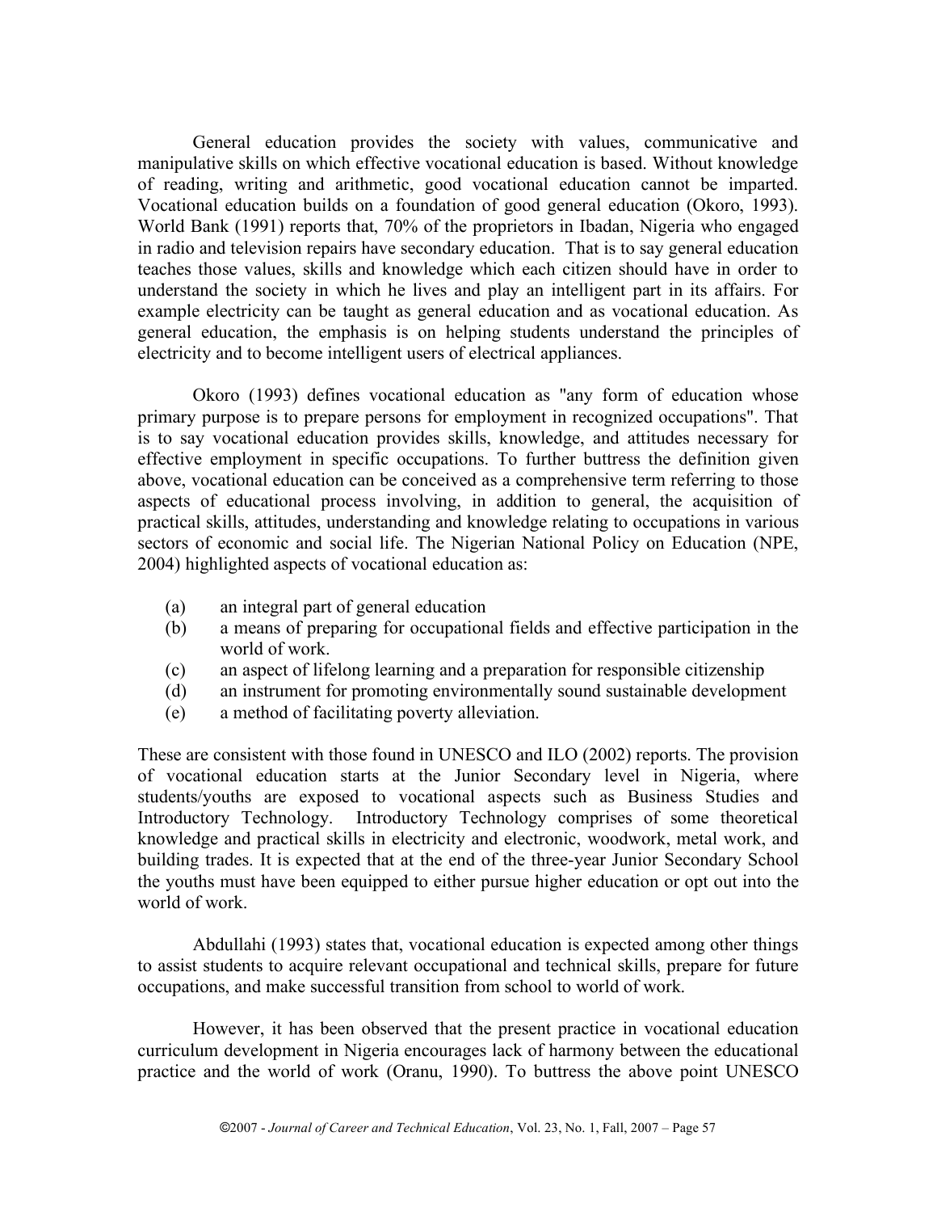General education provides the society with values, communicative and manipulative skills on which effective vocational education is based. Without knowledge of reading, writing and arithmetic, good vocational education cannot be imparted. Vocational education builds on a foundation of good general education (Okoro, 1993). World Bank (1991) reports that, 70% of the proprietors in Ibadan, Nigeria who engaged in radio and television repairs have secondary education. That is to say general education teaches those values, skills and knowledge which each citizen should have in order to understand the society in which he lives and play an intelligent part in its affairs. For example electricity can be taught as general education and as vocational education. As general education, the emphasis is on helping students understand the principles of electricity and to become intelligent users of electrical appliances.

Okoro (1993) defines vocational education as "any form of education whose primary purpose is to prepare persons for employment in recognized occupations". That is to say vocational education provides skills, knowledge, and attitudes necessary for effective employment in specific occupations. To further buttress the definition given above, vocational education can be conceived as a comprehensive term referring to those aspects of educational process involving, in addition to general, the acquisition of practical skills, attitudes, understanding and knowledge relating to occupations in various sectors of economic and social life. The Nigerian National Policy on Education (NPE, 2004) highlighted aspects of vocational education as:

(a) an integral part of general education
(b) a means of preparing for occupational fields and effective participation in the world of work.
(c) an aspect of lifelong learning and a preparation for responsible citizenship
(d) an instrument for promoting environmentally sound sustainable development
(e) a method of facilitating poverty alleviation.

These are consistent with those found in UNESCO and ILO (2002) reports. The provision of vocational education starts at the Junior Secondary level in Nigeria, where students/youths are exposed to vocational aspects such as Business Studies and Introductory Technology. Introductory Technology comprises of some theoretical knowledge and practical skills in electricity and electronic, woodwork, metal work, and building trades. It is expected that at the end of the three-year Junior Secondary School the youths must have been equipped to either pursue higher education or opt out into the world of work.

Abdullahi (1993) states that, vocational education is expected among other things to assist students to acquire relevant occupational and technical skills, prepare for future occupations, and make successful transition from school to world of work.

However, it has been observed that the present practice in vocational education curriculum development in Nigeria encourages lack of harmony between the educational practice and the world of work (Oranu, 1990). To buttress the above point UNESCO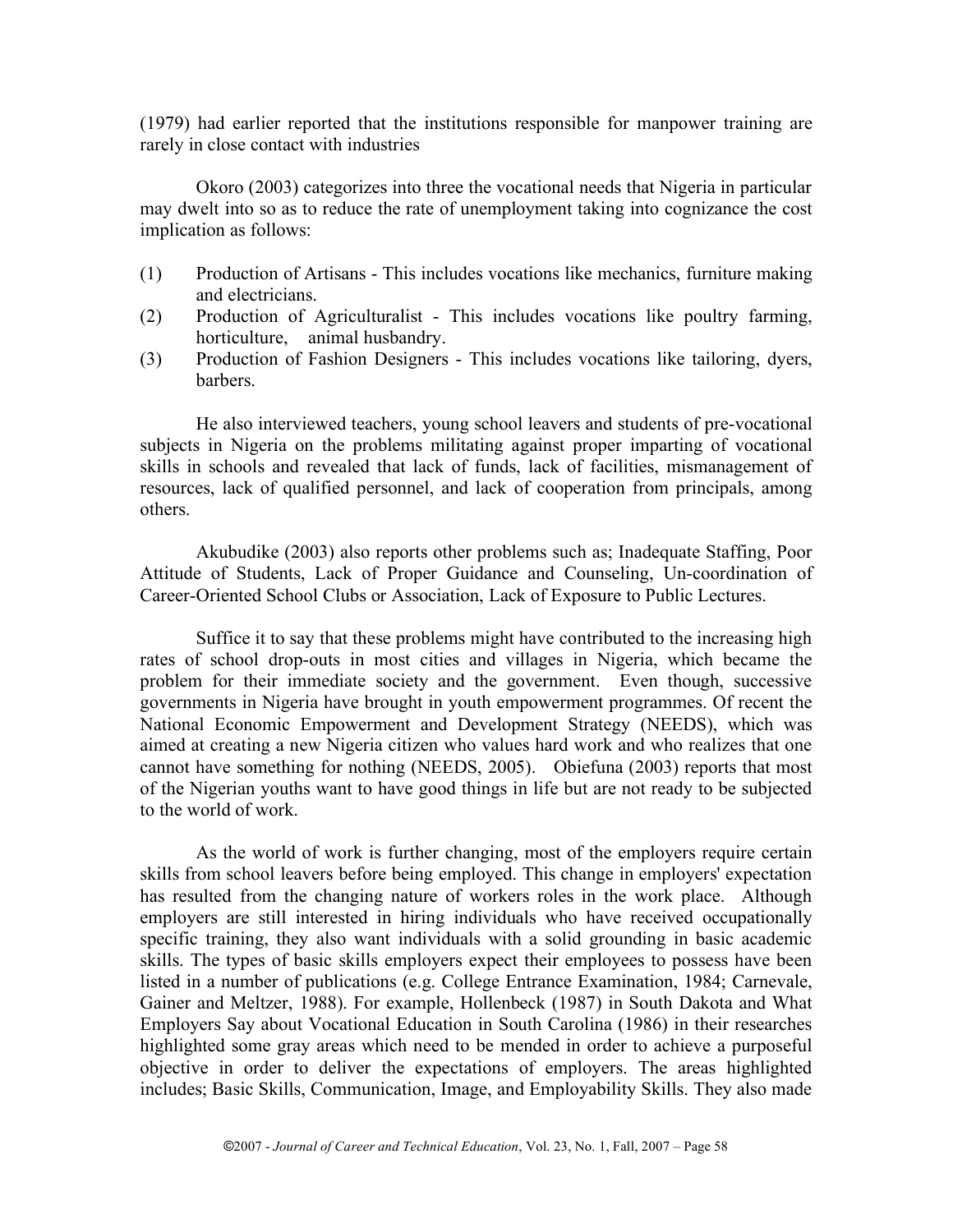(1979) had earlier reported that the institutions responsible for manpower training are rarely in close contact with industries

Okoro (2003) categorizes into three the vocational needs that Nigeria in particular may dwelt into so as to reduce the rate of unemployment taking into cognizance the cost implication as follows:

(1) Production of Artisans - This includes vocations like mechanics, furniture making and electricians.
(2) Production of Agriculturalist - This includes vocations like poultry farming, horticulture, animal husbandry.
(3) Production of Fashion Designers - This includes vocations like tailoring, dyers, barbers.

He also interviewed teachers, young school leavers and students of pre-vocational subjects in Nigeria on the problems militating against proper imparting of vocational skills in schools and revealed that lack of funds, lack of facilities, mismanagement of resources, lack of qualified personnel, and lack of cooperation from principals, among others.

Akubudike (2003) also reports other problems such as; Inadequate Staffing, Poor Attitude of Students, Lack of Proper Guidance and Counseling, Un-coordination of Career-Oriented School Clubs or Association, Lack of Exposure to Public Lectures.

Suffice it to say that these problems might have contributed to the increasing high rates of school drop-outs in most cities and villages in Nigeria, which became the problem for their immediate society and the government. Even though, successive governments in Nigeria have brought in youth empowerment programmes. Of recent the National Economic Empowerment and Development Strategy (NEEDS), which was aimed at creating a new Nigeria citizen who values hard work and who realizes that one cannot have something for nothing (NEEDS, 2005). Obiefuna (2003) reports that most of the Nigerian youths want to have good things in life but are not ready to be subjected to the world of work.

As the world of work is further changing, most of the employers require certain skills from school leavers before being employed. This change in employers' expectation has resulted from the changing nature of workers roles in the work place. Although employers are still interested in hiring individuals who have received occupationally specific training, they also want individuals with a solid grounding in basic academic skills. The types of basic skills employers expect their employees to possess have been listed in a number of publications (e.g. College Entrance Examination, 1984; Carnevale, Gainer and Meltzer, 1988). For example, Hollenbeck (1987) in South Dakota and What Employers Say about Vocational Education in South Carolina (1986) in their researches highlighted some gray areas which need to be mended in order to achieve a purposeful objective in order to deliver the expectations of employers. The areas highlighted includes; Basic Skills, Communication, Image, and Employability Skills. They also made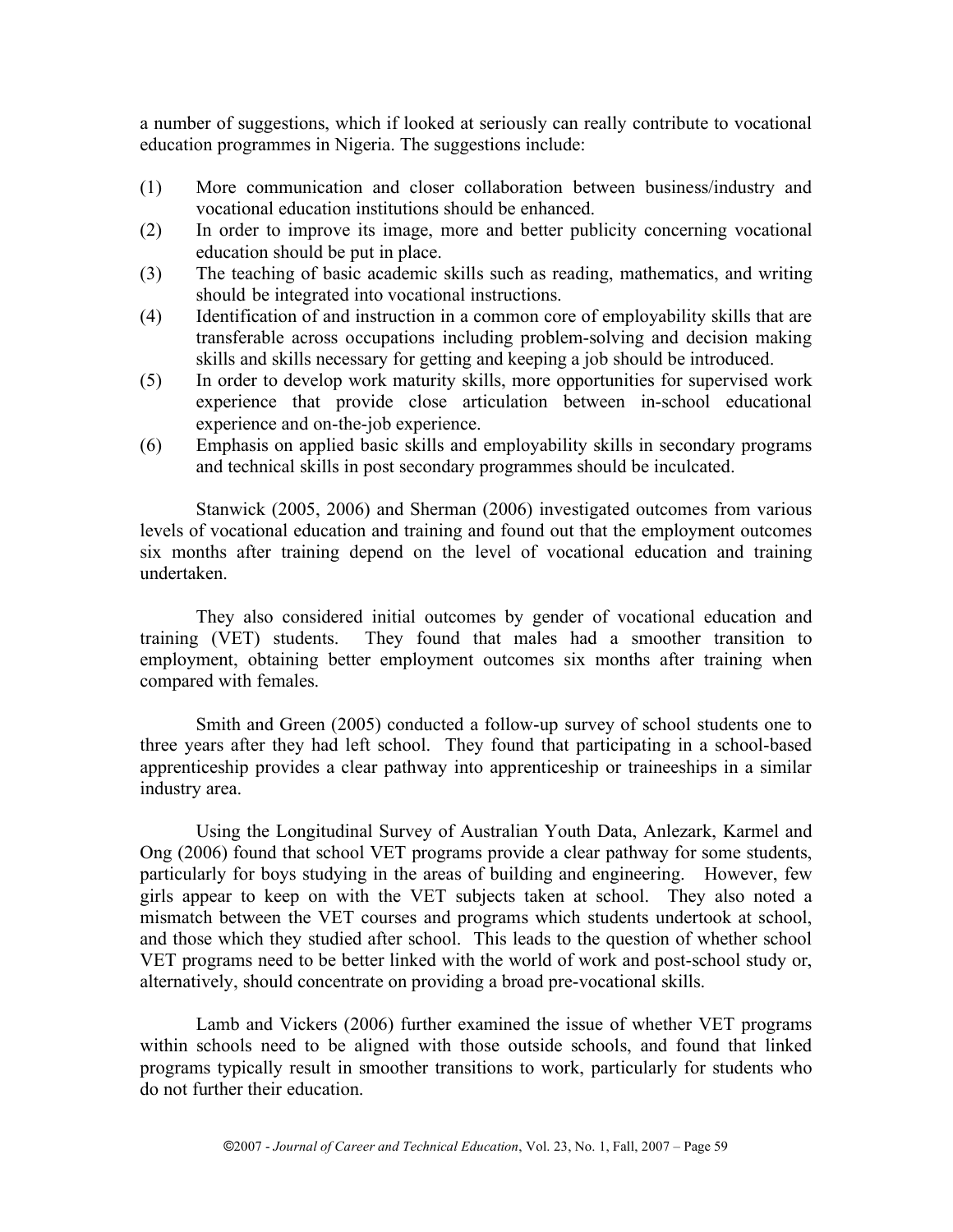a number of suggestions, which if looked at seriously can really contribute to vocational education programmes in Nigeria. The suggestions include:

(1) More communication and closer collaboration between business/industry and vocational education institutions should be enhanced.
(2) In order to improve its image, more and better publicity concerning vocational education should be put in place.
(3) The teaching of basic academic skills such as reading, mathematics, and writing should be integrated into vocational instructions.
(4) Identification of and instruction in a common core of employability skills that are transferable across occupations including problem-solving and decision making skills and skills necessary for getting and keeping a job should be introduced.
(5) In order to develop work maturity skills, more opportunities for supervised work experience that provide close articulation between in-school educational experience and on-the-job experience.
(6) Emphasis on applied basic skills and employability skills in secondary programs and technical skills in post secondary programmes should be inculcated.

Stanwick (2005, 2006) and Sherman (2006) investigated outcomes from various levels of vocational education and training and found out that the employment outcomes six months after training depend on the level of vocational education and training undertaken.

They also considered initial outcomes by gender of vocational education and training (VET) students. They found that males had a smoother transition to employment, obtaining better employment outcomes six months after training when compared with females.

Smith and Green (2005) conducted a follow-up survey of school students one to three years after they had left school. They found that participating in a school-based apprenticeship provides a clear pathway into apprenticeship or traineeships in a similar industry area.

Using the Longitudinal Survey of Australian Youth Data, Anlezark, Karmel and Ong (2006) found that school VET programs provide a clear pathway for some students, particularly for boys studying in the areas of building and engineering. However, few girls appear to keep on with the VET subjects taken at school. They also noted a mismatch between the VET courses and programs which students undertook at school, and those which they studied after school. This leads to the question of whether school VET programs need to be better linked with the world of work and post-school study or, alternatively, should concentrate on providing a broad pre-vocational skills.

Lamb and Vickers (2006) further examined the issue of whether VET programs within schools need to be aligned with those outside schools, and found that linked programs typically result in smoother transitions to work, particularly for students who do not further their education.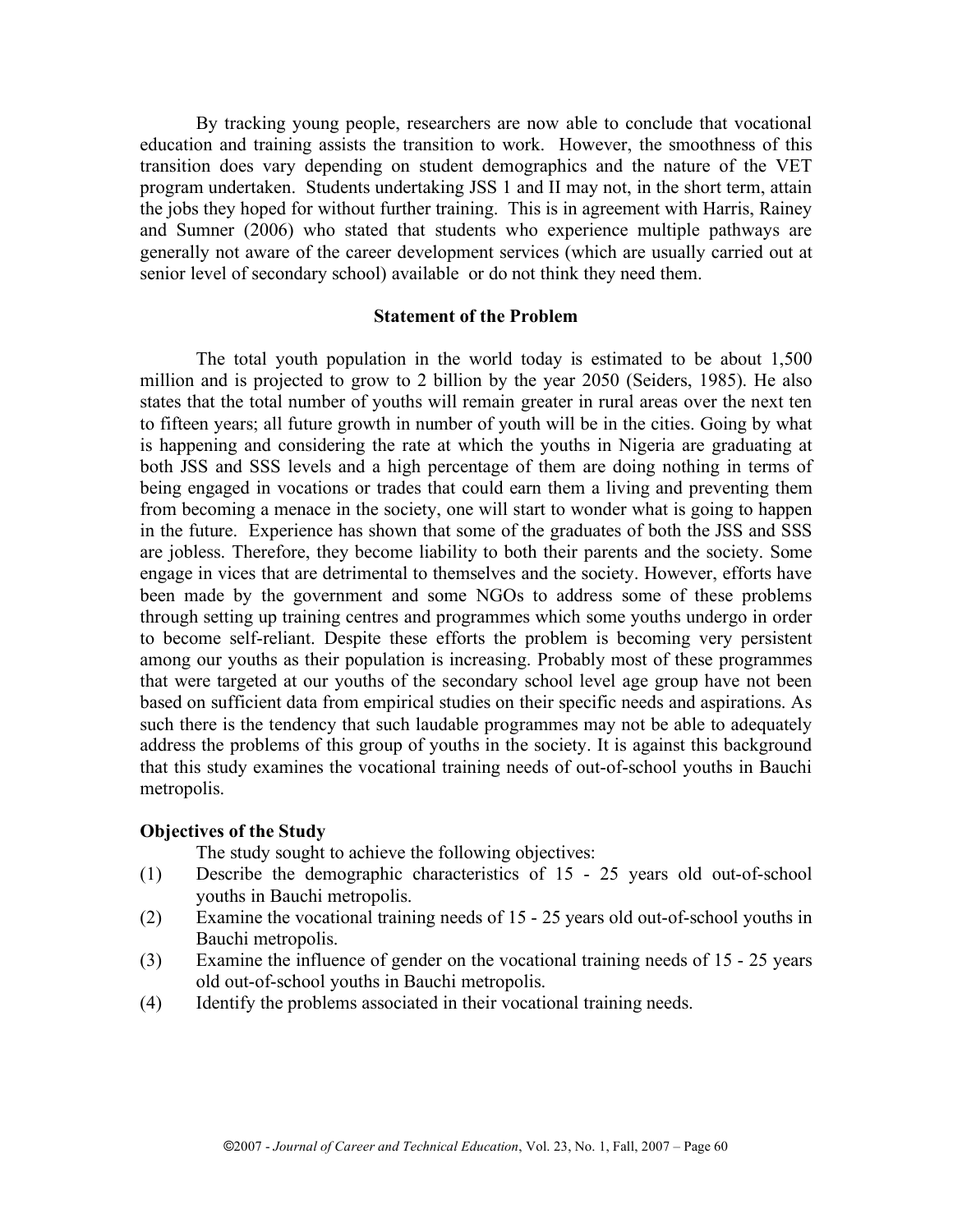By tracking young people, researchers are now able to conclude that vocational education and training assists the transition to work. However, the smoothness of this transition does vary depending on student demographics and the nature of the VET program undertaken. Students undertaking JSS 1 and II may not, in the short term, attain the jobs they hoped for without further training. This is in agreement with Harris, Rainey and Sumner (2006) who stated that students who experience multiple pathways are generally not aware of the career development services (which are usually carried out at senior level of secondary school) available or do not think they need them.

## Statement of the Problem

The total youth population in the world today is estimated to be about 1,500 million and is projected to grow to 2 billion by the year 2050 (Seiders, 1985). He also states that the total number of youths will remain greater in rural areas over the next ten to fifteen years; all future growth in number of youth will be in the cities. Going by what is happening and considering the rate at which the youths in Nigeria are graduating at both JSS and SSS levels and a high percentage of them are doing nothing in terms of being engaged in vocations or trades that could earn them a living and preventing them from becoming a menace in the society, one will start to wonder what is going to happen in the future. Experience has shown that some of the graduates of both the JSS and SSS are jobless. Therefore, they become liability to both their parents and the society. Some engage in vices that are detrimental to themselves and the society. However, efforts have been made by the government and some NGOs to address some of these problems through setting up training centres and programmes which some youths undergo in order to become self-reliant. Despite these efforts the problem is becoming very persistent among our youths as their population is increasing. Probably most of these programmes that were targeted at our youths of the secondary school level age group have not been based on sufficient data from empirical studies on their specific needs and aspirations. As such there is the tendency that such laudable programmes may not be able to adequately address the problems of this group of youths in the society. It is against this background that this study examines the vocational training needs of out-of-school youths in Bauchi metropolis.

### Objectives of the Study

The study sought to achieve the following objectives:

(1) Describe the demographic characteristics of 15 - 25 years old out-of-school youths in Bauchi metropolis.

(2) Examine the vocational training needs of 15 - 25 years old out-of-school youths in Bauchi metropolis.

(3) Examine the influence of gender on the vocational training needs of 15 - 25 years old out-of-school youths in Bauchi metropolis.

(4) Identify the problems associated in their vocational training needs.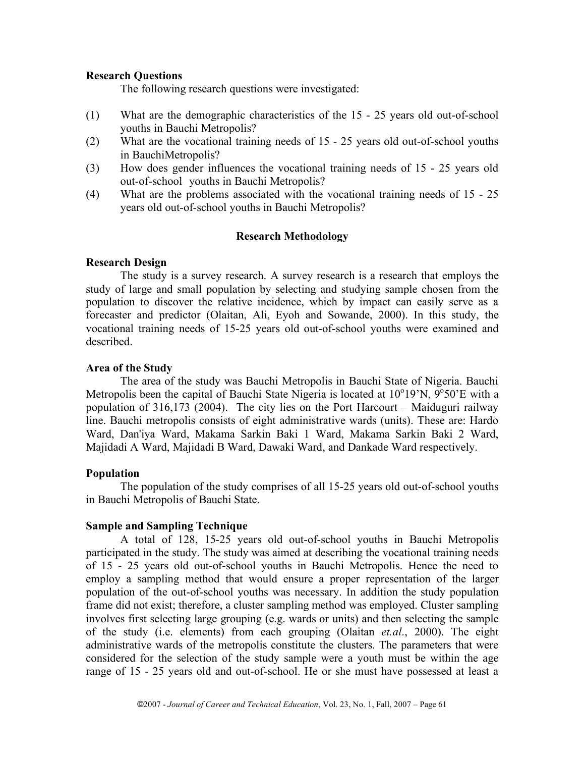### Research Questions

The following research questions were investigated:

(1) What are the demographic characteristics of the 15 - 25 years old out-of-school youths in Bauchi Metropolis?
(2) What are the vocational training needs of 15 - 25 years old out-of-school youths in BauchiMetropolis?
(3) How does gender influences the vocational training needs of 15 - 25 years old out-of-school youths in Bauchi Metropolis?
(4) What are the problems associated with the vocational training needs of 15 - 25 years old out-of-school youths in Bauchi Metropolis?

## Research Methodology

### Research Design

The study is a survey research. A survey research is a research that employs the study of large and small population by selecting and studying sample chosen from the population to discover the relative incidence, which by impact can easily serve as a forecaster and predictor (Olaitan, Ali, Eyoh and Sowande, 2000). In this study, the vocational training needs of 15-25 years old out-of-school youths were examined and described.

### Area of the Study

The area of the study was Bauchi Metropolis in Bauchi State of Nigeria. Bauchi Metropolis been the capital of Bauchi State Nigeria is located at 10$^{o}$19'N, 9$^{o}$50'E with a population of 316,173 (2004). The city lies on the Port Harcourt – Maiduguri railway line. Bauchi metropolis consists of eight administrative wards (units). These are: Hardo Ward, Dan'iya Ward, Makama Sarkin Baki 1 Ward, Makama Sarkin Baki 2 Ward, Majidadi A Ward, Majidadi B Ward, Dawaki Ward, and Dankade Ward respectively.

### Population

The population of the study comprises of all 15-25 years old out-of-school youths in Bauchi Metropolis of Bauchi State.

### Sample and Sampling Technique

A total of 128, 15-25 years old out-of-school youths in Bauchi Metropolis participated in the study. The study was aimed at describing the vocational training needs of 15 - 25 years old out-of-school youths in Bauchi Metropolis. Hence the need to employ a sampling method that would ensure a proper representation of the larger population of the out-of-school youths was necessary. In addition the study population frame did not exist; therefore, a cluster sampling method was employed. Cluster sampling involves first selecting large grouping (e.g. wards or units) and then selecting the sample of the study (i.e. elements) from each grouping (Olaitan *et.al*., 2000). The eight administrative wards of the metropolis constitute the clusters. The parameters that were considered for the selection of the study sample were a youth must be within the age range of 15 - 25 years old and out-of-school. He or she must have possessed at least a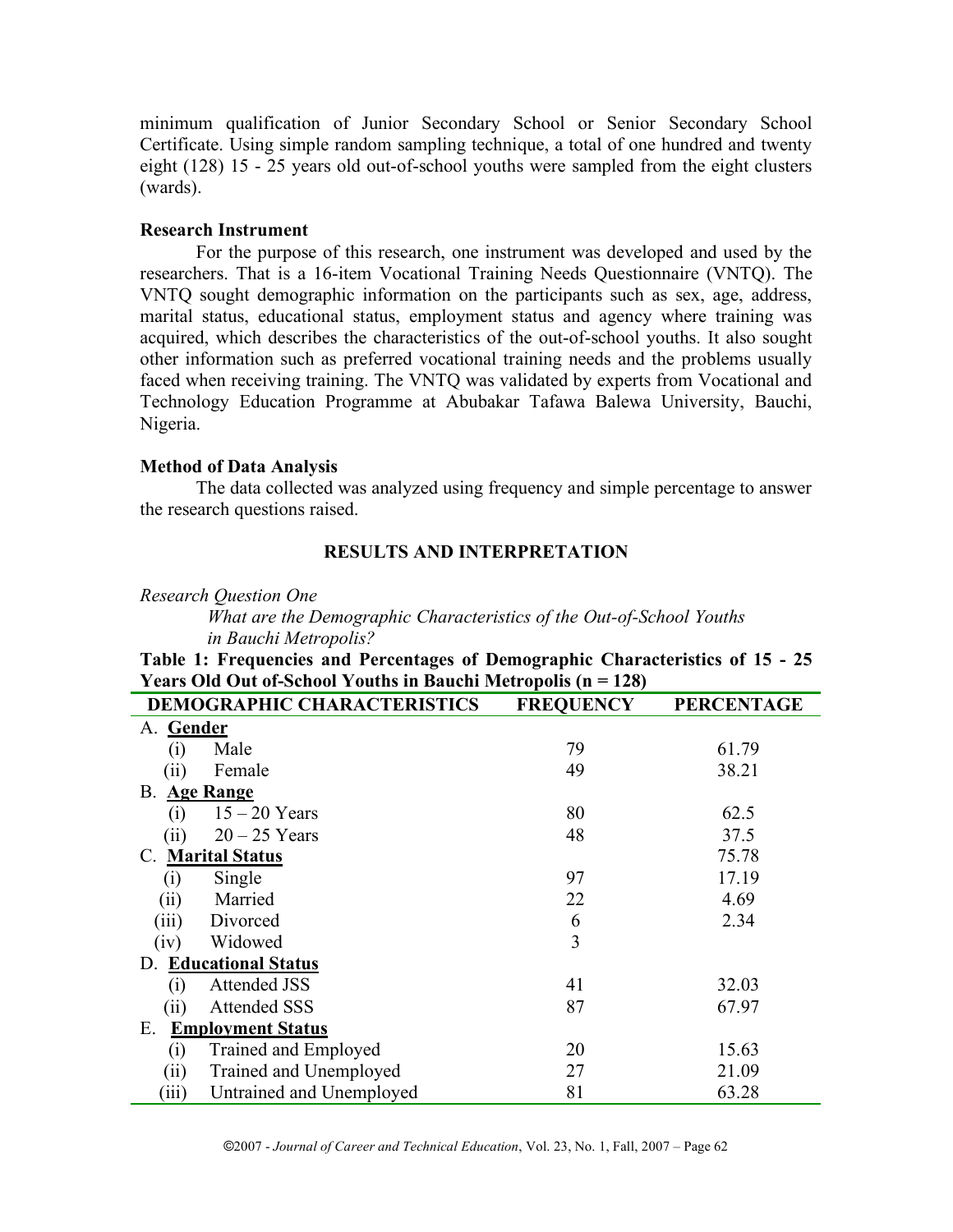minimum qualification of Junior Secondary School or Senior Secondary School Certificate. Using simple random sampling technique, a total of one hundred and twenty eight (128) 15 - 25 years old out-of-school youths were sampled from the eight clusters (wards).

**Research Instrument**

For the purpose of this research, one instrument was developed and used by the researchers. That is a 16-item Vocational Training Needs Questionnaire (VNTQ). The VNTQ sought demographic information on the participants such as sex, age, address, marital status, educational status, employment status and agency where training was acquired, which describes the characteristics of the out-of-school youths. It also sought other information such as preferred vocational training needs and the problems usually faced when receiving training. The VNTQ was validated by experts from Vocational and Technology Education Programme at Abubakar Tafawa Balewa University, Bauchi, Nigeria.

**Method of Data Analysis**

The data collected was analyzed using frequency and simple percentage to answer the research questions raised.

## RESULTS AND INTERPRETATION

*Research Question One*

*What are the Demographic Characteristics of the Out-of-School Youths in Bauchi Metropolis?*

**Table 1: Frequencies and Percentages of Demographic Characteristics of 15 - 25 Years Old Out of-School Youths in Bauchi Metropolis (n = 128)**

| DEMOGRAPHIC CHARACTERISTICS | FREQUENCY | PERCENTAGE |
|---|---|---|
| A. **Gender** | | |
| (i) Male | 79 | 61.79 |
| (ii) Female | 49 | 38.21 |
| B. **Age Range** | | |
| (i) 15 – 20 Years | 80 | 62.5 |
| (ii) 20 – 25 Years | 48 | 37.5 |
| C. **Marital Status** | | 75.78 |
| (i) Single | 97 | 17.19 |
| (ii) Married | 22 | 4.69 |
| (iii) Divorced | 6 | 2.34 |
| (iv) Widowed | 3 | |
| D. **Educational Status** | | |
| (i) Attended JSS | 41 | 32.03 |
| (ii) Attended SSS | 87 | 67.97 |
| E. **Employment Status** | | |
| (i) Trained and Employed | 20 | 15.63 |
| (ii) Trained and Unemployed | 27 | 21.09 |
| (iii) Untrained and Unemployed | 81 | 63.28 |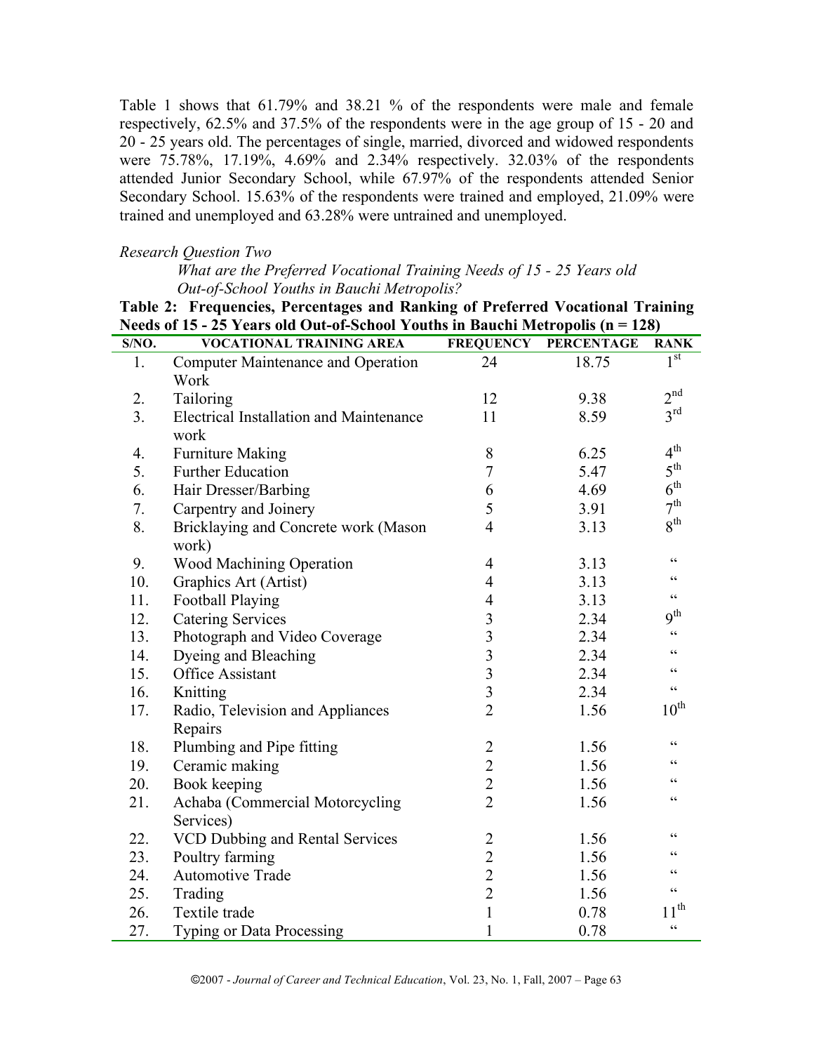Table 1 shows that 61.79% and 38.21 % of the respondents were male and female respectively, 62.5% and 37.5% of the respondents were in the age group of 15 - 20 and 20 - 25 years old. The percentages of single, married, divorced and widowed respondents were 75.78%, 17.19%, 4.69% and 2.34% respectively. 32.03% of the respondents attended Junior Secondary School, while 67.97% of the respondents attended Senior Secondary School. 15.63% of the respondents were trained and employed, 21.09% were trained and unemployed and 63.28% were untrained and unemployed.

*Research Question Two*

*What are the Preferred Vocational Training Needs of 15 - 25 Years old Out-of-School Youths in Bauchi Metropolis?*

**Table 2: Frequencies, Percentages and Ranking of Preferred Vocational Training Needs of 15 - 25 Years old Out-of-School Youths in Bauchi Metropolis (n = 128)**

| S/NO. | VOCATIONAL TRAINING AREA | FREQUENCY | PERCENTAGE | RANK |
|---|---|---|---|---|
| 1. | Computer Maintenance and Operation Work | 24 | 18.75 | 1st |
| 2. | Tailoring | 12 | 9.38 | 2nd |
| 3. | Electrical Installation and Maintenance work | 11 | 8.59 | 3rd |
| 4. | Furniture Making | 8 | 6.25 | 4th |
| 5. | Further Education | 7 | 5.47 | 5th |
| 6. | Hair Dresser/Barbing | 6 | 4.69 | 6th |
| 7. | Carpentry and Joinery | 5 | 3.91 | 7th |
| 8. | Bricklaying and Concrete work (Mason work) | 4 | 3.13 | 8th |
| 9. | Wood Machining Operation | 4 | 3.13 | " |
| 10. | Graphics Art (Artist) | 4 | 3.13 | " |
| 11. | Football Playing | 4 | 3.13 | " |
| 12. | Catering Services | 3 | 2.34 | 9th |
| 13. | Photograph and Video Coverage | 3 | 2.34 | " |
| 14. | Dyeing and Bleaching | 3 | 2.34 | " |
| 15. | Office Assistant | 3 | 2.34 | " |
| 16. | Knitting | 3 | 2.34 | " |
| 17. | Radio, Television and Appliances Repairs | 2 | 1.56 | 10th |
| 18. | Plumbing and Pipe fitting | 2 | 1.56 | " |
| 19. | Ceramic making | 2 | 1.56 | " |
| 20. | Book keeping | 2 | 1.56 | " |
| 21. | Achaba (Commercial Motorcycling Services) | 2 | 1.56 | " |
| 22. | VCD Dubbing and Rental Services | 2 | 1.56 | " |
| 23. | Poultry farming | 2 | 1.56 | " |
| 24. | Automotive Trade | 2 | 1.56 | " |
| 25. | Trading | 2 | 1.56 | " |
| 26. | Textile trade | 1 | 0.78 | 11th |
| 27. | Typing or Data Processing | 1 | 0.78 | " |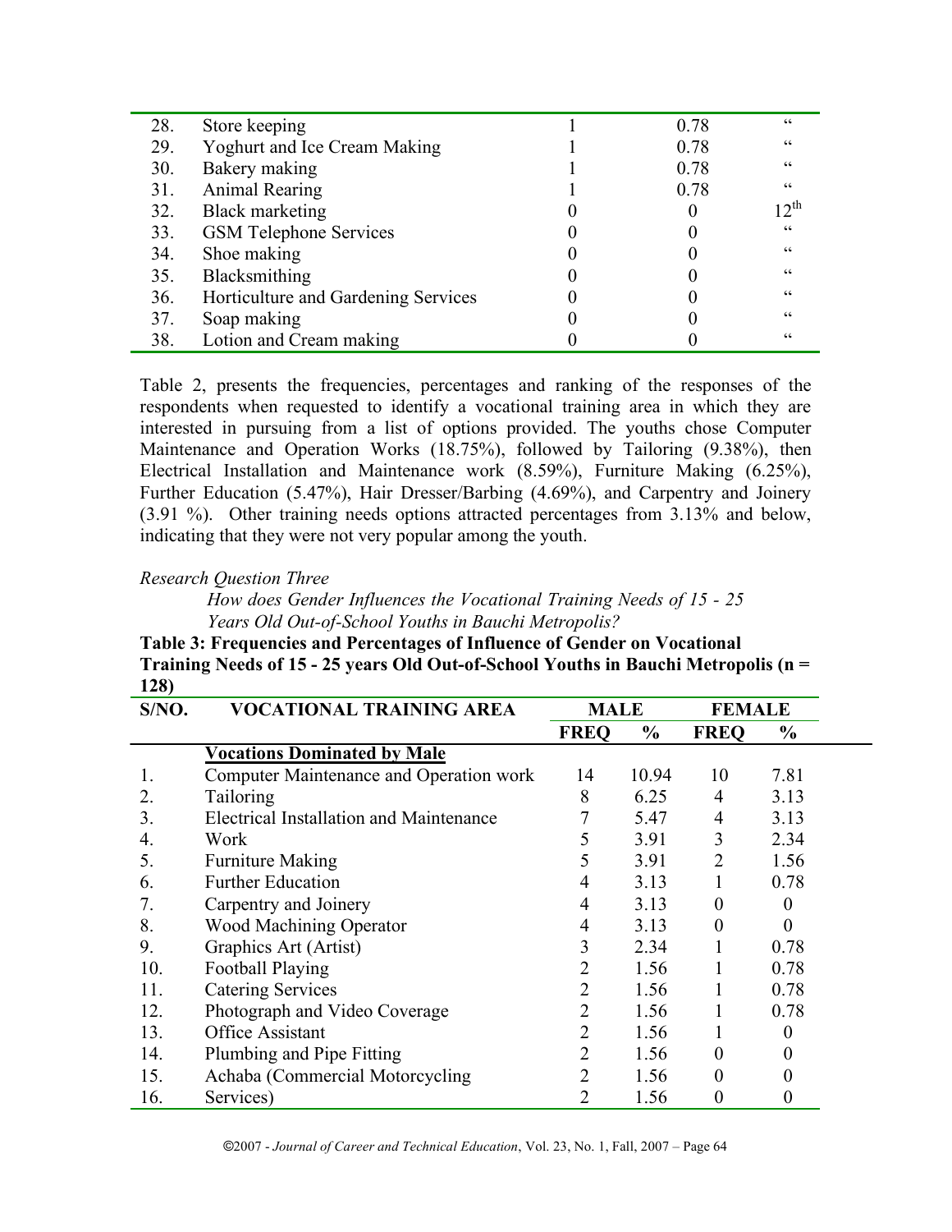| | | | | |
|---|---|---|---|---|
| 28. | Store keeping | 1 | 0.78 | " |
| 29. | Yoghurt and Ice Cream Making | 1 | 0.78 | " |
| 30. | Bakery making | 1 | 0.78 | " |
| 31. | Animal Rearing | 1 | 0.78 | " |
| 32. | Black marketing | 0 | 0 | 12th |
| 33. | GSM Telephone Services | 0 | 0 | " |
| 34. | Shoe making | 0 | 0 | " |
| 35. | Blacksmithing | 0 | 0 | " |
| 36. | Horticulture and Gardening Services | 0 | 0 | " |
| 37. | Soap making | 0 | 0 | " |
| 38. | Lotion and Cream making | 0 | 0 | " |

Table 2, presents the frequencies, percentages and ranking of the responses of the respondents when requested to identify a vocational training area in which they are interested in pursuing from a list of options provided. The youths chose Computer Maintenance and Operation Works (18.75%), followed by Tailoring (9.38%), then Electrical Installation and Maintenance work (8.59%), Furniture Making (6.25%), Further Education (5.47%), Hair Dresser/Barbing (4.69%), and Carpentry and Joinery (3.91 %). Other training needs options attracted percentages from 3.13% and below, indicating that they were not very popular among the youth.

*Research Question Three*

*How does Gender Influences the Vocational Training Needs of 15 - 25 Years Old Out-of-School Youths in Bauchi Metropolis?*

**Table 3: Frequencies and Percentages of Influence of Gender on Vocational Training Needs of 15 - 25 years Old Out-of-School Youths in Bauchi Metropolis (n = 128)**

| S/NO. | VOCATIONAL TRAINING AREA | MALE | | FEMALE | |
|---|---|---|---|---|---|
| | | FREQ | % | FREQ | % |
| | **Vocations Dominated by Male** | | | | |
| 1. | Computer Maintenance and Operation work | 14 | 10.94 | 10 | 7.81 |
| 2. | Tailoring | 8 | 6.25 | 4 | 3.13 |
| 3. | Electrical Installation and Maintenance | 7 | 5.47 | 4 | 3.13 |
| 4. | Work | 5 | 3.91 | 3 | 2.34 |
| 5. | Furniture Making | 5 | 3.91 | 2 | 1.56 |
| 6. | Further Education | 4 | 3.13 | 1 | 0.78 |
| 7. | Carpentry and Joinery | 4 | 3.13 | 0 | 0 |
| 8. | Wood Machining Operator | 4 | 3.13 | 0 | 0 |
| 9. | Graphics Art (Artist) | 3 | 2.34 | 1 | 0.78 |
| 10. | Football Playing | 2 | 1.56 | 1 | 0.78 |
| 11. | Catering Services | 2 | 1.56 | 1 | 0.78 |
| 12. | Photograph and Video Coverage | 2 | 1.56 | 1 | 0.78 |
| 13. | Office Assistant | 2 | 1.56 | 1 | 0 |
| 14. | Plumbing and Pipe Fitting | 2 | 1.56 | 0 | 0 |
| 15. | Achaba (Commercial Motorcycling | 2 | 1.56 | 0 | 0 |
| 16. | Services) | 2 | 1.56 | 0 | 0 |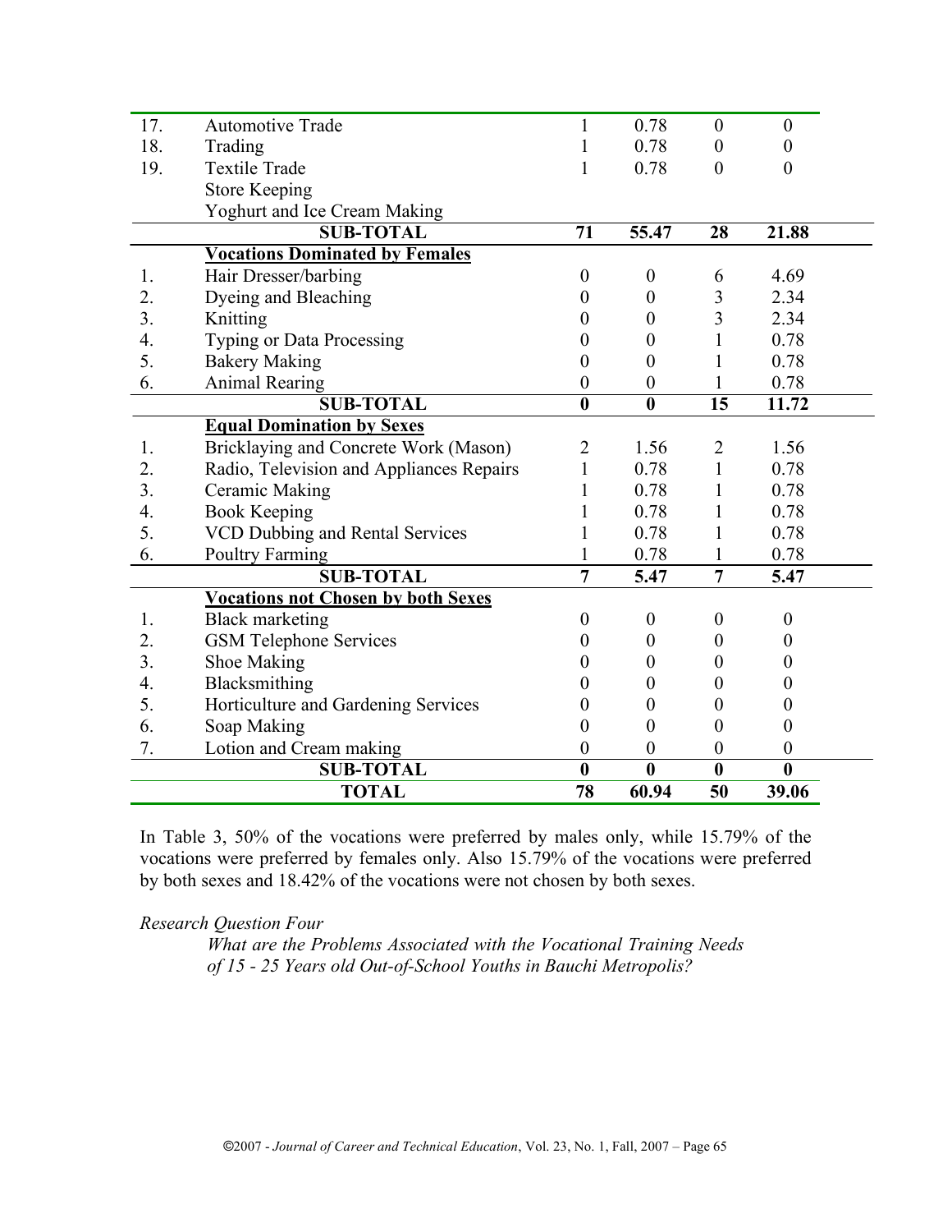| | | | | | |
|---|---|---|---|---|---|
| 17. | Automotive Trade | 1 | 0.78 | 0 | 0 |
| 18. | Trading | 1 | 0.78 | 0 | 0 |
| 19. | Textile Trade | 1 | 0.78 | 0 | 0 |
| | Store Keeping | | | | |
| | Yoghurt and Ice Cream Making | | | | |
| | **SUB-TOTAL** | **71** | **55.47** | **28** | **21.88** |
| | **Vocations Dominated by Females** | | | | |
| 1. | Hair Dresser/barbing | 0 | 0 | 6 | 4.69 |
| 2. | Dyeing and Bleaching | 0 | 0 | 3 | 2.34 |
| 3. | Knitting | 0 | 0 | 3 | 2.34 |
| 4. | Typing or Data Processing | 0 | 0 | 1 | 0.78 |
| 5. | Bakery Making | 0 | 0 | 1 | 0.78 |
| 6. | Animal Rearing | 0 | 0 | 1 | 0.78 |
| | **SUB-TOTAL** | **0** | **0** | **15** | **11.72** |
| | **Equal Domination by Sexes** | | | | |
| 1. | Bricklaying and Concrete Work (Mason) | 2 | 1.56 | 2 | 1.56 |
| 2. | Radio, Television and Appliances Repairs | 1 | 0.78 | 1 | 0.78 |
| 3. | Ceramic Making | 1 | 0.78 | 1 | 0.78 |
| 4. | Book Keeping | 1 | 0.78 | 1 | 0.78 |
| 5. | VCD Dubbing and Rental Services | 1 | 0.78 | 1 | 0.78 |
| 6. | Poultry Farming | 1 | 0.78 | 1 | 0.78 |
| | **SUB-TOTAL** | **7** | **5.47** | **7** | **5.47** |
| | **Vocations not Chosen by both Sexes** | | | | |
| 1. | Black marketing | 0 | 0 | 0 | 0 |
| 2. | GSM Telephone Services | 0 | 0 | 0 | 0 |
| 3. | Shoe Making | 0 | 0 | 0 | 0 |
| 4. | Blacksmithing | 0 | 0 | 0 | 0 |
| 5. | Horticulture and Gardening Services | 0 | 0 | 0 | 0 |
| 6. | Soap Making | 0 | 0 | 0 | 0 |
| 7. | Lotion and Cream making | 0 | 0 | 0 | 0 |
| | **SUB-TOTAL** | **0** | **0** | **0** | **0** |
| | **TOTAL** | **78** | **60.94** | **50** | **39.06** |

In Table 3, 50% of the vocations were preferred by males only, while 15.79% of the vocations were preferred by females only. Also 15.79% of the vocations were preferred by both sexes and 18.42% of the vocations were not chosen by both sexes.

*Research Question Four*

*What are the Problems Associated with the Vocational Training Needs of 15 - 25 Years old Out-of-School Youths in Bauchi Metropolis?*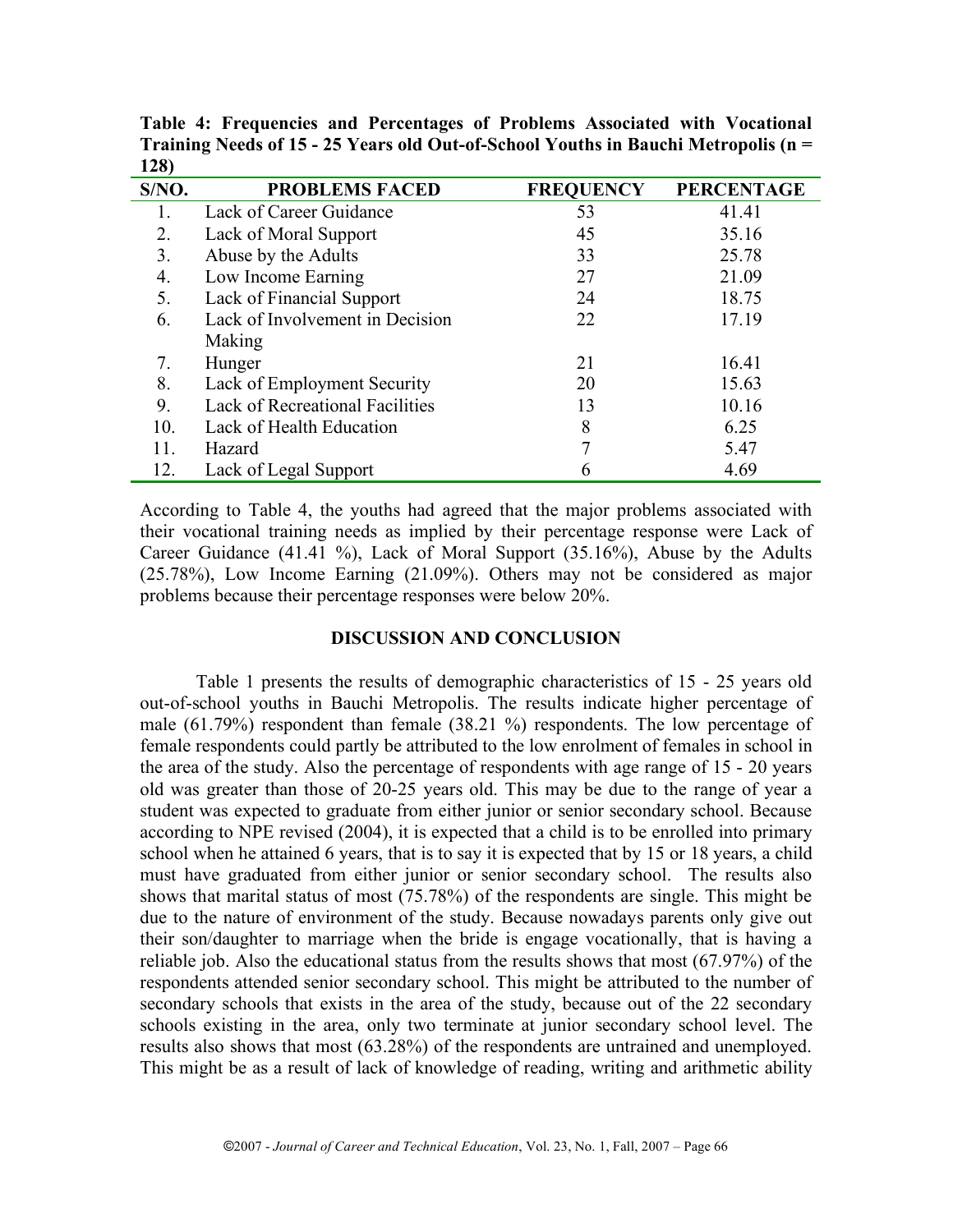**Table 4: Frequencies and Percentages of Problems Associated with Vocational Training Needs of 15 - 25 Years old Out-of-School Youths in Bauchi Metropolis (n = 128)**

| S/NO. | PROBLEMS FACED | FREQUENCY | PERCENTAGE |
|---|---|---|---|
| 1. | Lack of Career Guidance | 53 | 41.41 |
| 2. | Lack of Moral Support | 45 | 35.16 |
| 3. | Abuse by the Adults | 33 | 25.78 |
| 4. | Low Income Earning | 27 | 21.09 |
| 5. | Lack of Financial Support | 24 | 18.75 |
| 6. | Lack of Involvement in Decision Making | 22 | 17.19 |
| 7. | Hunger | 21 | 16.41 |
| 8. | Lack of Employment Security | 20 | 15.63 |
| 9. | Lack of Recreational Facilities | 13 | 10.16 |
| 10. | Lack of Health Education | 8 | 6.25 |
| 11. | Hazard | 7 | 5.47 |
| 12. | Lack of Legal Support | 6 | 4.69 |

According to Table 4, the youths had agreed that the major problems associated with their vocational training needs as implied by their percentage response were Lack of Career Guidance (41.41 %), Lack of Moral Support (35.16%), Abuse by the Adults (25.78%), Low Income Earning (21.09%). Others may not be considered as major problems because their percentage responses were below 20%.

## DISCUSSION AND CONCLUSION

Table 1 presents the results of demographic characteristics of 15 - 25 years old out-of-school youths in Bauchi Metropolis. The results indicate higher percentage of male (61.79%) respondent than female (38.21 %) respondents. The low percentage of female respondents could partly be attributed to the low enrolment of females in school in the area of the study. Also the percentage of respondents with age range of 15 - 20 years old was greater than those of 20-25 years old. This may be due to the range of year a student was expected to graduate from either junior or senior secondary school. Because according to NPE revised (2004), it is expected that a child is to be enrolled into primary school when he attained 6 years, that is to say it is expected that by 15 or 18 years, a child must have graduated from either junior or senior secondary school. The results also shows that marital status of most (75.78%) of the respondents are single. This might be due to the nature of environment of the study. Because nowadays parents only give out their son/daughter to marriage when the bride is engage vocationally, that is having a reliable job. Also the educational status from the results shows that most (67.97%) of the respondents attended senior secondary school. This might be attributed to the number of secondary schools that exists in the area of the study, because out of the 22 secondary schools existing in the area, only two terminate at junior secondary school level. The results also shows that most (63.28%) of the respondents are untrained and unemployed. This might be as a result of lack of knowledge of reading, writing and arithmetic ability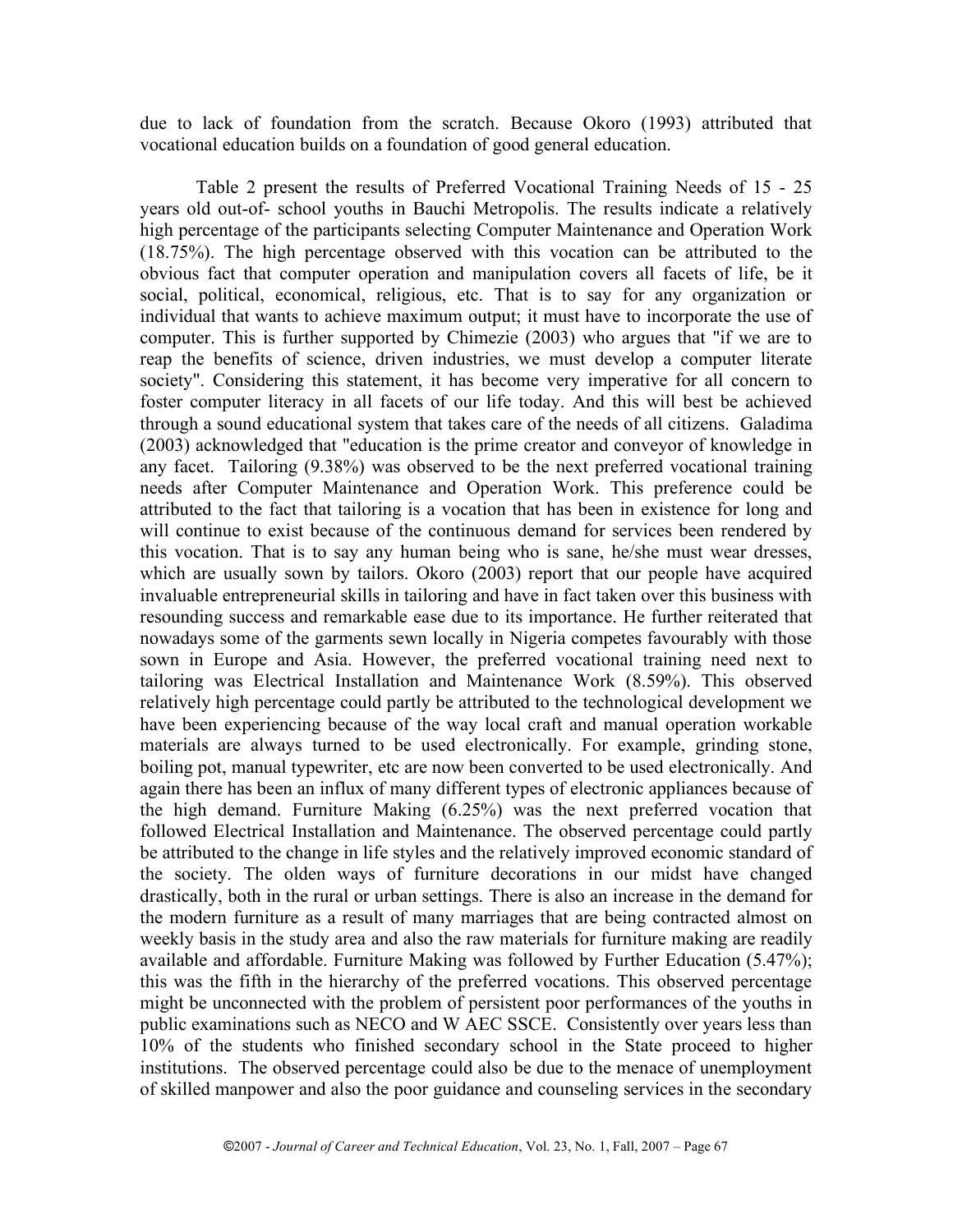due to lack of foundation from the scratch. Because Okoro (1993) attributed that vocational education builds on a foundation of good general education.

Table 2 present the results of Preferred Vocational Training Needs of 15 - 25 years old out-of- school youths in Bauchi Metropolis. The results indicate a relatively high percentage of the participants selecting Computer Maintenance and Operation Work (18.75%). The high percentage observed with this vocation can be attributed to the obvious fact that computer operation and manipulation covers all facets of life, be it social, political, economical, religious, etc. That is to say for any organization or individual that wants to achieve maximum output; it must have to incorporate the use of computer. This is further supported by Chimezie (2003) who argues that "if we are to reap the benefits of science, driven industries, we must develop a computer literate society". Considering this statement, it has become very imperative for all concern to foster computer literacy in all facets of our life today. And this will best be achieved through a sound educational system that takes care of the needs of all citizens. Galadima (2003) acknowledged that "education is the prime creator and conveyor of knowledge in any facet. Tailoring (9.38%) was observed to be the next preferred vocational training needs after Computer Maintenance and Operation Work. This preference could be attributed to the fact that tailoring is a vocation that has been in existence for long and will continue to exist because of the continuous demand for services been rendered by this vocation. That is to say any human being who is sane, he/she must wear dresses, which are usually sown by tailors. Okoro (2003) report that our people have acquired invaluable entrepreneurial skills in tailoring and have in fact taken over this business with resounding success and remarkable ease due to its importance. He further reiterated that nowadays some of the garments sewn locally in Nigeria competes favourably with those sown in Europe and Asia. However, the preferred vocational training need next to tailoring was Electrical Installation and Maintenance Work (8.59%). This observed relatively high percentage could partly be attributed to the technological development we have been experiencing because of the way local craft and manual operation workable materials are always turned to be used electronically. For example, grinding stone, boiling pot, manual typewriter, etc are now been converted to be used electronically. And again there has been an influx of many different types of electronic appliances because of the high demand. Furniture Making (6.25%) was the next preferred vocation that followed Electrical Installation and Maintenance. The observed percentage could partly be attributed to the change in life styles and the relatively improved economic standard of the society. The olden ways of furniture decorations in our midst have changed drastically, both in the rural or urban settings. There is also an increase in the demand for the modern furniture as a result of many marriages that are being contracted almost on weekly basis in the study area and also the raw materials for furniture making are readily available and affordable. Furniture Making was followed by Further Education (5.47%); this was the fifth in the hierarchy of the preferred vocations. This observed percentage might be unconnected with the problem of persistent poor performances of the youths in public examinations such as NECO and W AEC SSCE. Consistently over years less than 10% of the students who finished secondary school in the State proceed to higher institutions. The observed percentage could also be due to the menace of unemployment of skilled manpower and also the poor guidance and counseling services in the secondary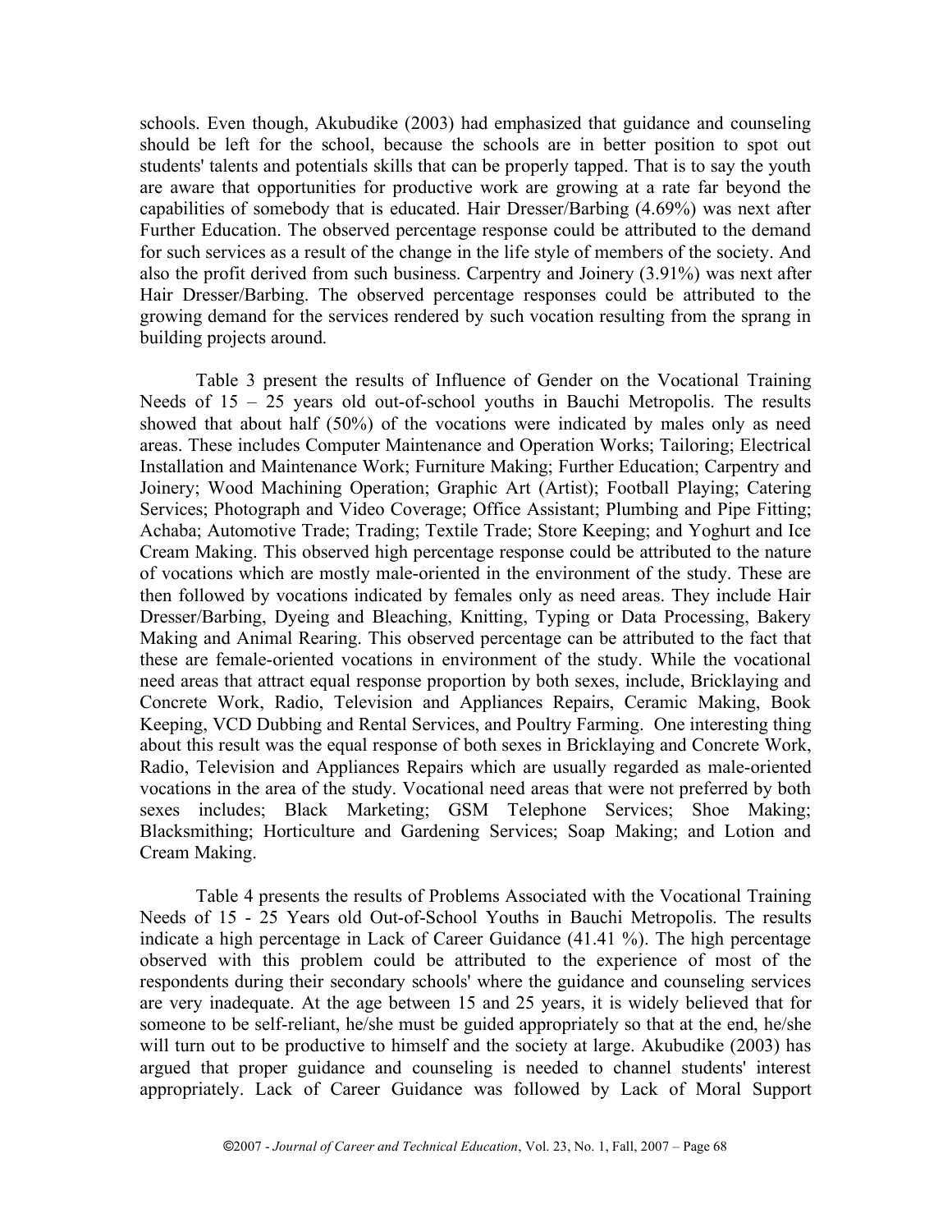schools. Even though, Akubudike (2003) had emphasized that guidance and counseling should be left for the school, because the schools are in better position to spot out students' talents and potentials skills that can be properly tapped. That is to say the youth are aware that opportunities for productive work are growing at a rate far beyond the capabilities of somebody that is educated. Hair Dresser/Barbing (4.69%) was next after Further Education. The observed percentage response could be attributed to the demand for such services as a result of the change in the life style of members of the society. And also the profit derived from such business. Carpentry and Joinery (3.91%) was next after Hair Dresser/Barbing. The observed percentage responses could be attributed to the growing demand for the services rendered by such vocation resulting from the sprang in building projects around.

Table 3 present the results of Influence of Gender on the Vocational Training Needs of 15 – 25 years old out-of-school youths in Bauchi Metropolis. The results showed that about half (50%) of the vocations were indicated by males only as need areas. These includes Computer Maintenance and Operation Works; Tailoring; Electrical Installation and Maintenance Work; Furniture Making; Further Education; Carpentry and Joinery; Wood Machining Operation; Graphic Art (Artist); Football Playing; Catering Services; Photograph and Video Coverage; Office Assistant; Plumbing and Pipe Fitting; Achaba; Automotive Trade; Trading; Textile Trade; Store Keeping; and Yoghurt and Ice Cream Making. This observed high percentage response could be attributed to the nature of vocations which are mostly male-oriented in the environment of the study. These are then followed by vocations indicated by females only as need areas. They include Hair Dresser/Barbing, Dyeing and Bleaching, Knitting, Typing or Data Processing, Bakery Making and Animal Rearing. This observed percentage can be attributed to the fact that these are female-oriented vocations in environment of the study. While the vocational need areas that attract equal response proportion by both sexes, include, Bricklaying and Concrete Work, Radio, Television and Appliances Repairs, Ceramic Making, Book Keeping, VCD Dubbing and Rental Services, and Poultry Farming. One interesting thing about this result was the equal response of both sexes in Bricklaying and Concrete Work, Radio, Television and Appliances Repairs which are usually regarded as male-oriented vocations in the area of the study. Vocational need areas that were not preferred by both sexes includes; Black Marketing; GSM Telephone Services; Shoe Making; Blacksmithing; Horticulture and Gardening Services; Soap Making; and Lotion and Cream Making.

Table 4 presents the results of Problems Associated with the Vocational Training Needs of 15 - 25 Years old Out-of-School Youths in Bauchi Metropolis. The results indicate a high percentage in Lack of Career Guidance (41.41 %). The high percentage observed with this problem could be attributed to the experience of most of the respondents during their secondary schools' where the guidance and counseling services are very inadequate. At the age between 15 and 25 years, it is widely believed that for someone to be self-reliant, he/she must be guided appropriately so that at the end, he/she will turn out to be productive to himself and the society at large. Akubudike (2003) has argued that proper guidance and counseling is needed to channel students' interest appropriately. Lack of Career Guidance was followed by Lack of Moral Support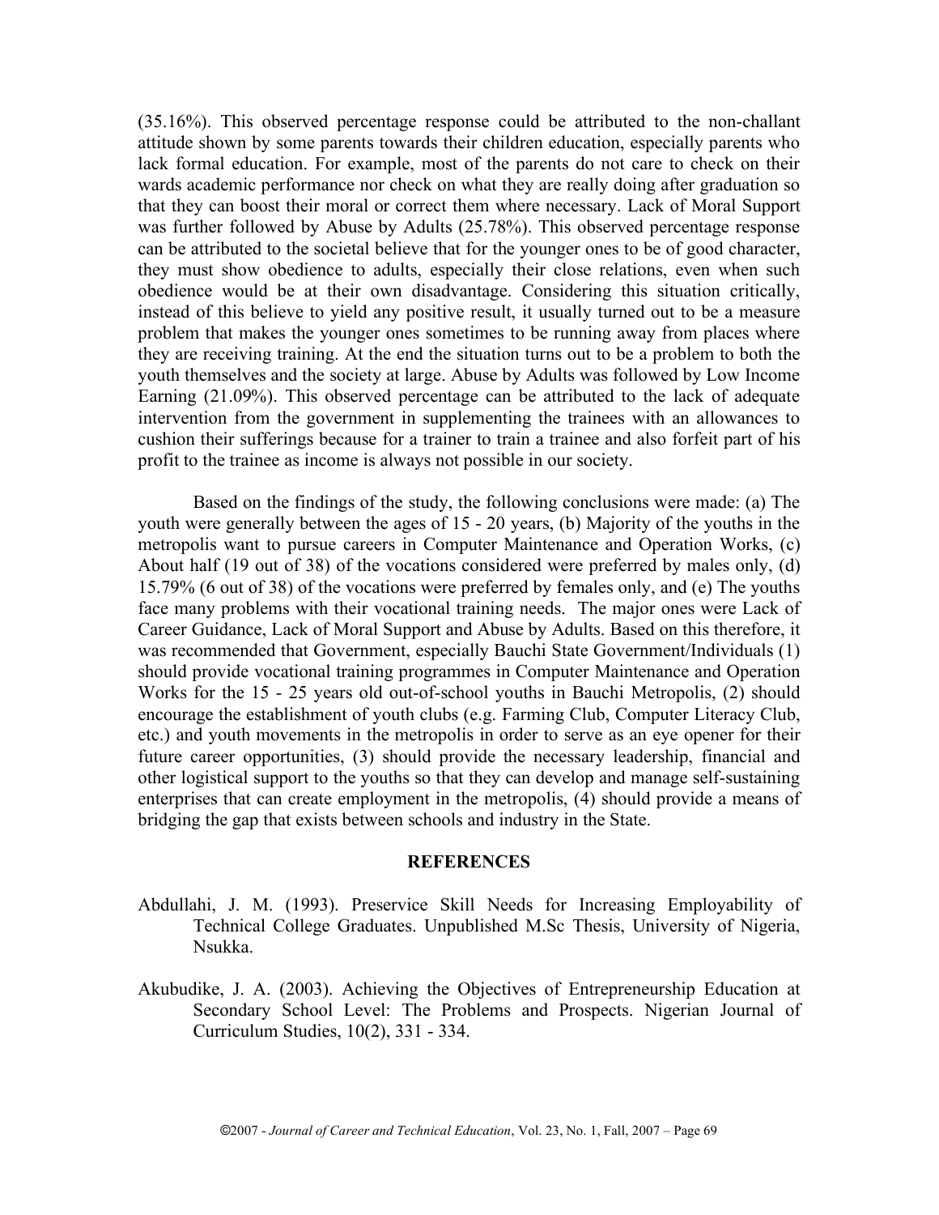(35.16%). This observed percentage response could be attributed to the non-challant attitude shown by some parents towards their children education, especially parents who lack formal education. For example, most of the parents do not care to check on their wards academic performance nor check on what they are really doing after graduation so that they can boost their moral or correct them where necessary. Lack of Moral Support was further followed by Abuse by Adults (25.78%). This observed percentage response can be attributed to the societal believe that for the younger ones to be of good character, they must show obedience to adults, especially their close relations, even when such obedience would be at their own disadvantage. Considering this situation critically, instead of this believe to yield any positive result, it usually turned out to be a measure problem that makes the younger ones sometimes to be running away from places where they are receiving training. At the end the situation turns out to be a problem to both the youth themselves and the society at large. Abuse by Adults was followed by Low Income Earning (21.09%). This observed percentage can be attributed to the lack of adequate intervention from the government in supplementing the trainees with an allowances to cushion their sufferings because for a trainer to train a trainee and also forfeit part of his profit to the trainee as income is always not possible in our society.

Based on the findings of the study, the following conclusions were made: (a) The youth were generally between the ages of 15 - 20 years, (b) Majority of the youths in the metropolis want to pursue careers in Computer Maintenance and Operation Works, (c) About half (19 out of 38) of the vocations considered were preferred by males only, (d) 15.79% (6 out of 38) of the vocations were preferred by females only, and (e) The youths face many problems with their vocational training needs. The major ones were Lack of Career Guidance, Lack of Moral Support and Abuse by Adults. Based on this therefore, it was recommended that Government, especially Bauchi State Government/Individuals (1) should provide vocational training programmes in Computer Maintenance and Operation Works for the 15 - 25 years old out-of-school youths in Bauchi Metropolis, (2) should encourage the establishment of youth clubs (e.g. Farming Club, Computer Literacy Club, etc.) and youth movements in the metropolis in order to serve as an eye opener for their future career opportunities, (3) should provide the necessary leadership, financial and other logistical support to the youths so that they can develop and manage self-sustaining enterprises that can create employment in the metropolis, (4) should provide a means of bridging the gap that exists between schools and industry in the State.

## REFERENCES

Abdullahi, J. M. (1993). Preservice Skill Needs for Increasing Employability of Technical College Graduates. Unpublished M.Sc Thesis, University of Nigeria, Nsukka.

Akubudike, J. A. (2003). Achieving the Objectives of Entrepreneurship Education at Secondary School Level: The Problems and Prospects. Nigerian Journal of Curriculum Studies, 10(2), 331 - 334.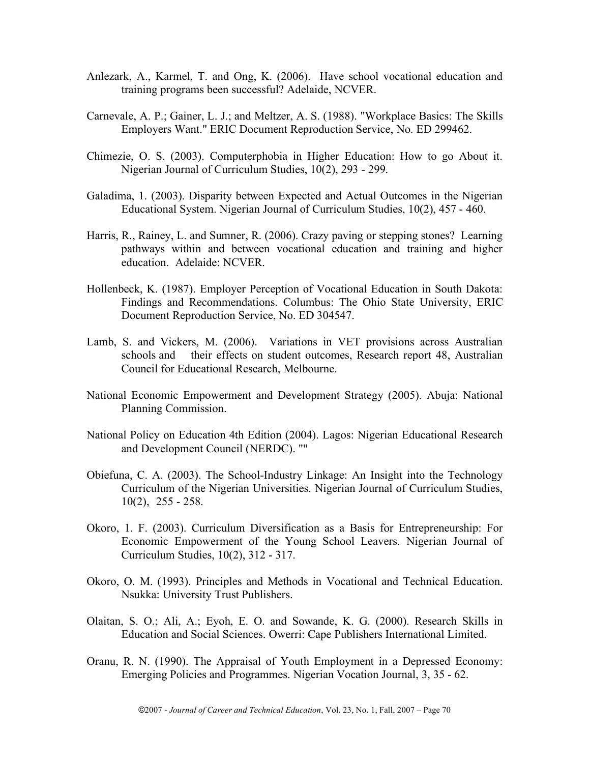Anlezark, A., Karmel, T. and Ong, K. (2006). Have school vocational education and training programs been successful? Adelaide, NCVER.

Carnevale, A. P.; Gainer, L. J.; and Meltzer, A. S. (1988). "Workplace Basics: The Skills Employers Want." ERIC Document Reproduction Service, No. ED 299462.

Chimezie, O. S. (2003). Computerphobia in Higher Education: How to go About it. Nigerian Journal of Curriculum Studies, 10(2), 293 - 299.

Galadima, 1. (2003). Disparity between Expected and Actual Outcomes in the Nigerian Educational System. Nigerian Journal of Curriculum Studies, 10(2), 457 - 460.

Harris, R., Rainey, L. and Sumner, R. (2006). Crazy paving or stepping stones? Learning pathways within and between vocational education and training and higher education. Adelaide: NCVER.

Hollenbeck, K. (1987). Employer Perception of Vocational Education in South Dakota: Findings and Recommendations. Columbus: The Ohio State University, ERIC Document Reproduction Service, No. ED 304547.

Lamb, S. and Vickers, M. (2006). Variations in VET provisions across Australian schools and their effects on student outcomes, Research report 48, Australian Council for Educational Research, Melbourne.

National Economic Empowerment and Development Strategy (2005). Abuja: National Planning Commission.

National Policy on Education 4th Edition (2004). Lagos: Nigerian Educational Research and Development Council (NERDC). ""

Obiefuna, C. A. (2003). The School-Industry Linkage: An Insight into the Technology Curriculum of the Nigerian Universities. Nigerian Journal of Curriculum Studies, 10(2), 255 - 258.

Okoro, 1. F. (2003). Curriculum Diversification as a Basis for Entrepreneurship: For Economic Empowerment of the Young School Leavers. Nigerian Journal of Curriculum Studies, 10(2), 312 - 317.

Okoro, O. M. (1993). Principles and Methods in Vocational and Technical Education. Nsukka: University Trust Publishers.

Olaitan, S. O.; Ali, A.; Eyoh, E. O. and Sowande, K. G. (2000). Research Skills in Education and Social Sciences. Owerri: Cape Publishers International Limited.

Oranu, R. N. (1990). The Appraisal of Youth Employment in a Depressed Economy: Emerging Policies and Programmes. Nigerian Vocation Journal, 3, 35 - 62.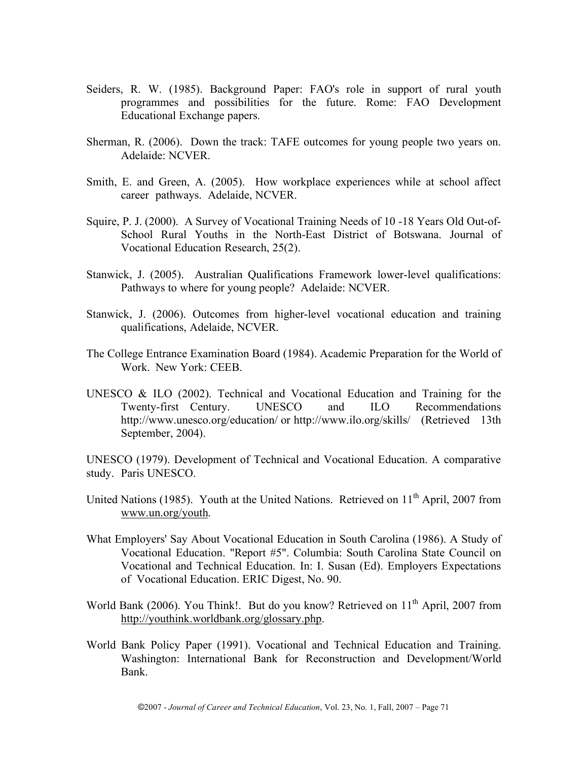Seiders, R. W. (1985). Background Paper: FAO's role in support of rural youth programmes and possibilities for the future. Rome: FAO Development Educational Exchange papers.

Sherman, R. (2006). Down the track: TAFE outcomes for young people two years on. Adelaide: NCVER.

Smith, E. and Green, A. (2005). How workplace experiences while at school affect career pathways. Adelaide, NCVER.

Squire, P. J. (2000). A Survey of Vocational Training Needs of 10 -18 Years Old Out-of-School Rural Youths in the North-East District of Botswana. Journal of Vocational Education Research, 25(2).

Stanwick, J. (2005). Australian Qualifications Framework lower-level qualifications: Pathways to where for young people? Adelaide: NCVER.

Stanwick, J. (2006). Outcomes from higher-level vocational education and training qualifications, Adelaide, NCVER.

The College Entrance Examination Board (1984). Academic Preparation for the World of Work. New York: CEEB.

UNESCO & ILO (2002). Technical and Vocational Education and Training for the Twenty-first Century. UNESCO and ILO Recommendations http://www.unesco.org/education/ or http://www.ilo.org/skills/ (Retrieved 13th September, 2004).

UNESCO (1979). Development of Technical and Vocational Education. A comparative study. Paris UNESCO.

United Nations (1985). Youth at the United Nations. Retrieved on 11th April, 2007 from www.un.org/youth.

What Employers' Say About Vocational Education in South Carolina (1986). A Study of Vocational Education. "Report #5". Columbia: South Carolina State Council on Vocational and Technical Education. In: I. Susan (Ed). Employers Expectations of Vocational Education. ERIC Digest, No. 90.

World Bank (2006). You Think!. But do you know? Retrieved on 11th April, 2007 from http://youthink.worldbank.org/glossary.php.

World Bank Policy Paper (1991). Vocational and Technical Education and Training. Washington: International Bank for Reconstruction and Development/World Bank.